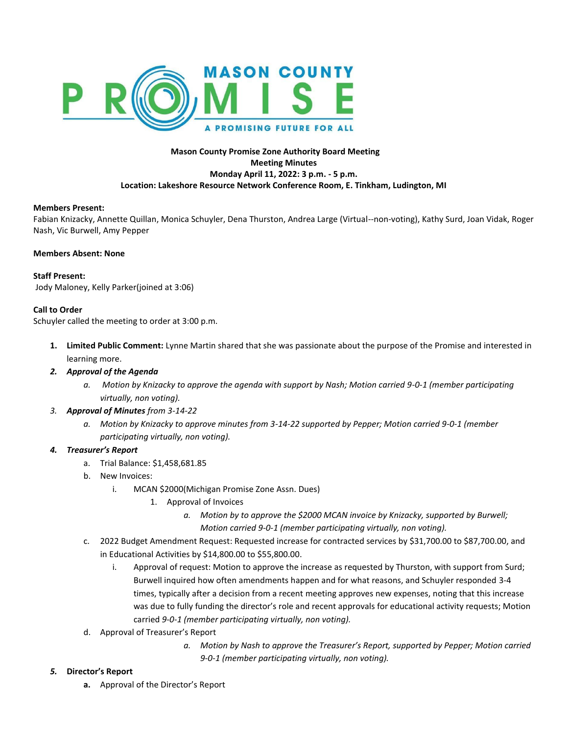**Mason County Promise Zone Authority Board Meeting**
**Meeting Minutes**
**Monday April 11, 2022: 3 p.m. - 5 p.m.**
**Location: Lakeshore Resource Network Conference Room, E. Tinkham, Ludington, MI**

**Members Present:**
Fabian Knizacky, Annette Quillan, Monica Schuyler, Dena Thurston, Andrea Large (Virtual--non-voting), Kathy Surd, Joan Vidak, Roger Nash, Vic Burwell, Amy Pepper

**Members Absent: None**

**Staff Present:**
Jody Maloney, Kelly Parker(joined at 3:06)

**Call to Order**
Schuyler called the meeting to order at 3:00 p.m.

1. **Limited Public Comment:** Lynne Martin shared that she was passionate about the purpose of the Promise and interested in learning more.
2. ***Approval of the Agenda***
   a. *Motion by Knizacky to approve the agenda with support by Nash; Motion carried 9-0-1 (member participating virtually, non voting).*
3. ***Approval of Minutes** from 3-14-22*
   a. *Motion by Knizacky to approve minutes from 3-14-22 supported by Pepper; Motion carried 9-0-1 (member participating virtually, non voting).*
4. ***Treasurer's Report***
   a. Trial Balance: $1,458,681.85
   b. New Invoices:
      i. MCAN $2000(Michigan Promise Zone Assn. Dues)
         1. Approval of Invoices
            a. *Motion by to approve the $2000 MCAN invoice by Knizacky, supported by Burwell; Motion carried 9-0-1 (member participating virtually, non voting).*
   c. 2022 Budget Amendment Request: Requested increase for contracted services by $31,700.00 to $87,700.00, and in Educational Activities by $14,800.00 to $55,800.00.
      i. Approval of request: Motion to approve the increase as requested by Thurston, with support from Surd; Burwell inquired how often amendments happen and for what reasons, and Schuyler responded 3-4 times, typically after a decision from a recent meeting approves new expenses, noting that this increase was due to fully funding the director's role and recent approvals for educational activity requests; Motion carried *9-0-1 (member participating virtually, non voting).*
   d. Approval of Treasurer's Report
      a. *Motion by Nash to approve the Treasurer's Report, supported by Pepper; Motion carried 9-0-1 (member participating virtually, non voting).*
5. ***Director's Report***
   a. Approval of the Director's Report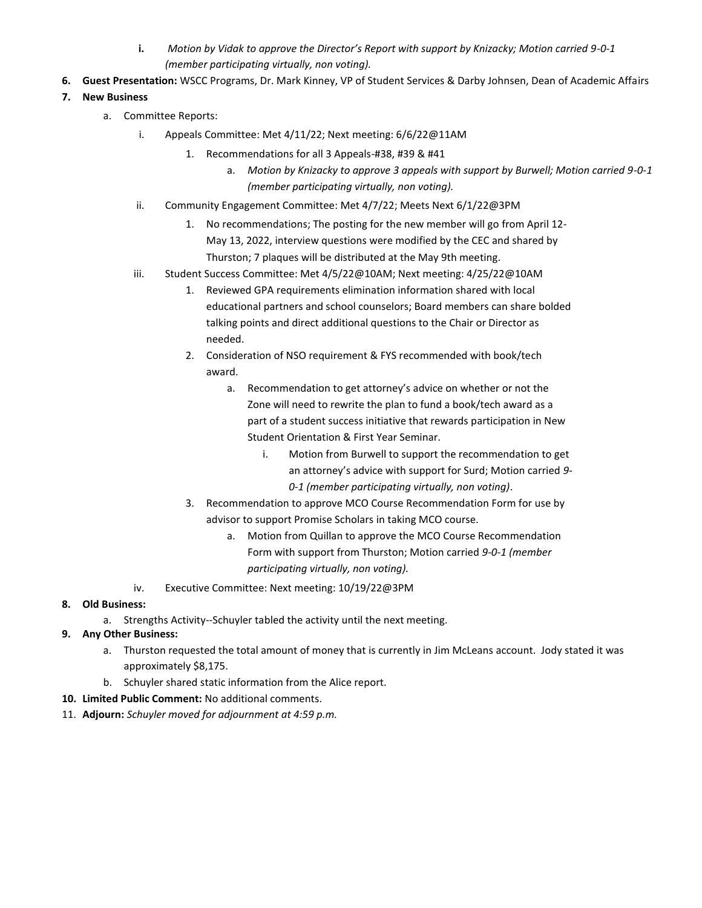i. *Motion by Vidak to approve the Director's Report with support by Knizacky; Motion carried 9-0-1 (member participating virtually, non voting).*

6. **Guest Presentation:** WSCC Programs, Dr. Mark Kinney, VP of Student Services & Darby Johnsen, Dean of Academic Affairs
7. **New Business**
   a. Committee Reports:
      i. Appeals Committee: Met 4/11/22; Next meeting: 6/6/22@11AM
         1. Recommendations for all 3 Appeals-#38, #39 & #41
            a. *Motion by Knizacky to approve 3 appeals with support by Burwell; Motion carried 9-0-1 (member participating virtually, non voting).*
      ii. Community Engagement Committee: Met 4/7/22; Meets Next 6/1/22@3PM
         1. No recommendations; The posting for the new member will go from April 12-May 13, 2022, interview questions were modified by the CEC and shared by Thurston; 7 plaques will be distributed at the May 9th meeting.
      iii. Student Success Committee: Met 4/5/22@10AM; Next meeting: 4/25/22@10AM
         1. Reviewed GPA requirements elimination information shared with local educational partners and school counselors; Board members can share bolded talking points and direct additional questions to the Chair or Director as needed.
         2. Consideration of NSO requirement & FYS recommended with book/tech award.
            a. Recommendation to get attorney's advice on whether or not the Zone will need to rewrite the plan to fund a book/tech award as a part of a student success initiative that rewards participation in New Student Orientation & First Year Seminar.
               i. Motion from Burwell to support the recommendation to get an attorney's advice with support for Surd; Motion carried *9-0-1 (member participating virtually, non voting)*.
         3. Recommendation to approve MCO Course Recommendation Form for use by advisor to support Promise Scholars in taking MCO course.
            a. Motion from Quillan to approve the MCO Course Recommendation Form with support from Thurston; Motion carried *9-0-1 (member participating virtually, non voting).*
      iv. Executive Committee: Next meeting: 10/19/22@3PM
8. **Old Business:**
   a. Strengths Activity--Schuyler tabled the activity until the next meeting.
9. **Any Other Business:**
   a. Thurston requested the total amount of money that is currently in Jim McLeans account. Jody stated it was approximately $8,175.
   b. Schuyler shared static information from the Alice report.
10. **Limited Public Comment:** No additional comments.
11. **Adjourn:** *Schuyler moved for adjournment at 4:59 p.m.*